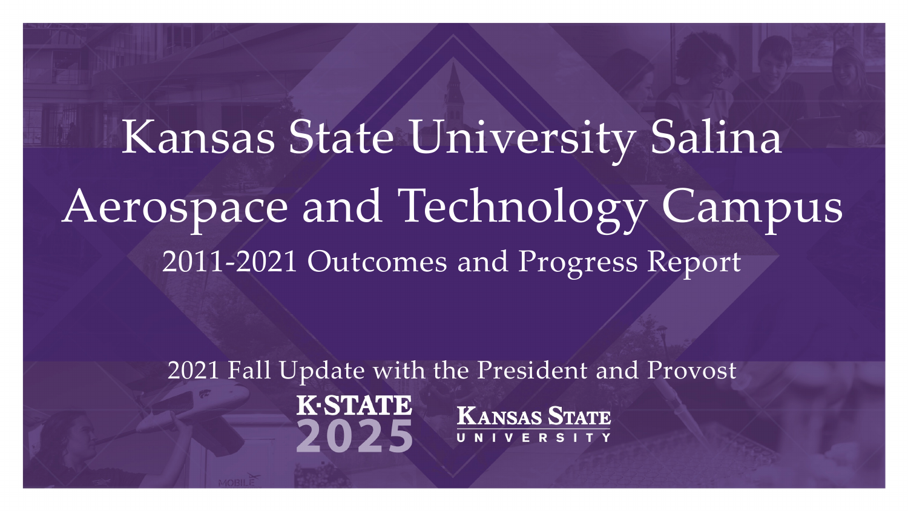# Kansas State University Salina Aerospace and Technology Campus

## 2011-2021 Outcomes and Progress Report

2021 Fall Update with the President and Provost

K·STATE 2025

KANSAS STATE UNIVERSITY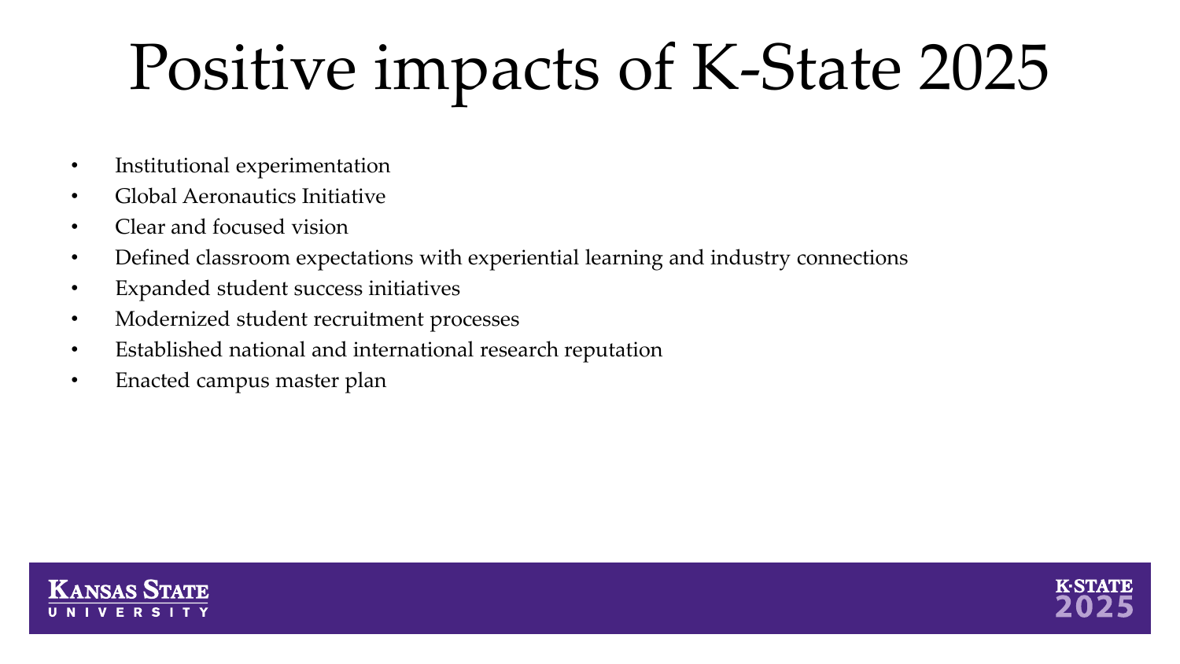# Positive impacts of K-State 2025

- Institutional experimentation
- Global Aeronautics Initiative
- Clear and focused vision
- Defined classroom expectations with experiential learning and industry connections
- Expanded student success initiatives
- Modernized student recruitment processes
- Established national and international research reputation
- Enacted campus master plan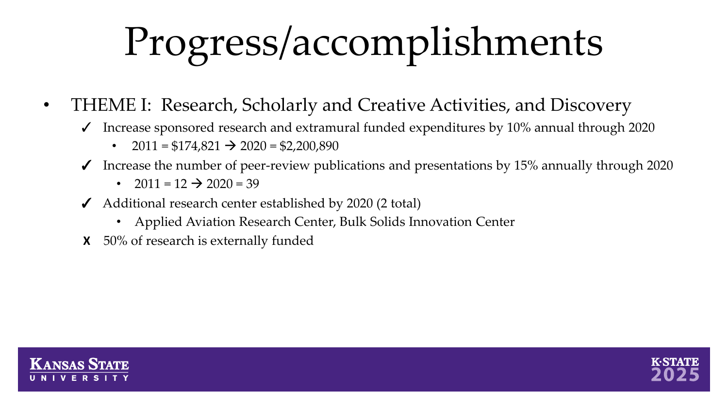# Progress/accomplishments

- THEME I: Research, Scholarly and Creative Activities, and Discovery
  - ✓ Increase sponsored research and extramural funded expenditures by 10% annual through 2020
    - 2011 = $174,821 → 2020 = $2,200,890
  - ✓ Increase the number of peer-review publications and presentations by 15% annually through 2020
    - 2011 = 12 → 2020 = 39
  - ✓ Additional research center established by 2020 (2 total)
    - Applied Aviation Research Center, Bulk Solids Innovation Center
  - X 50% of research is externally funded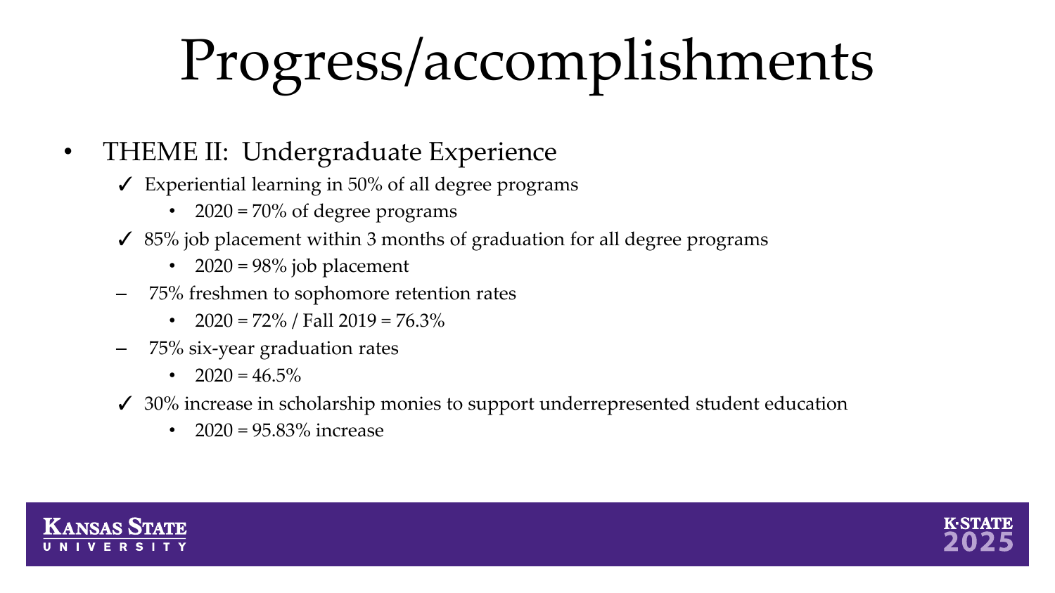# Progress/accomplishments

- THEME II: Undergraduate Experience
  - ✓ Experiential learning in 50% of all degree programs
    - 2020 = 70% of degree programs
  - ✓ 85% job placement within 3 months of graduation for all degree programs
    - 2020 = 98% job placement
  - – 75% freshmen to sophomore retention rates
    - 2020 = 72% / Fall 2019 = 76.3%
  - – 75% six-year graduation rates
    - 2020 = 46.5%
  - ✓ 30% increase in scholarship monies to support underrepresented student education
    - 2020 = 95.83% increase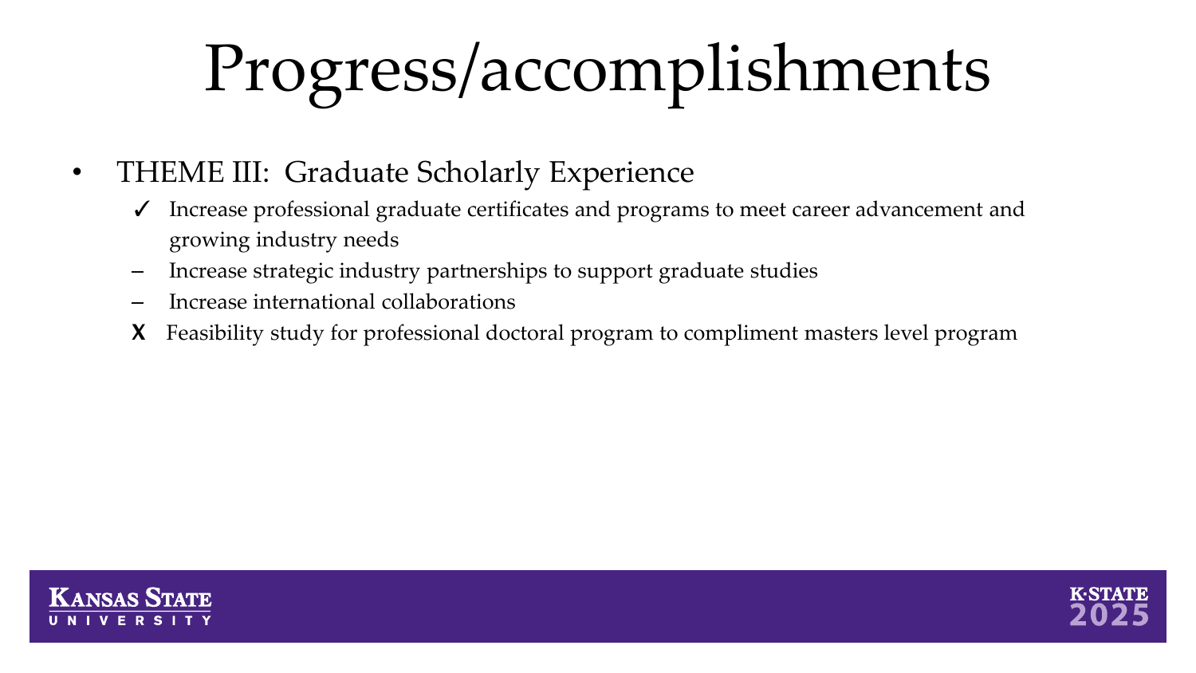# Progress/accomplishments

- THEME III: Graduate Scholarly Experience
  - ✓ Increase professional graduate certificates and programs to meet career advancement and growing industry needs
  - – Increase strategic industry partnerships to support graduate studies
  - – Increase international collaborations
  - X Feasibility study for professional doctoral program to compliment masters level program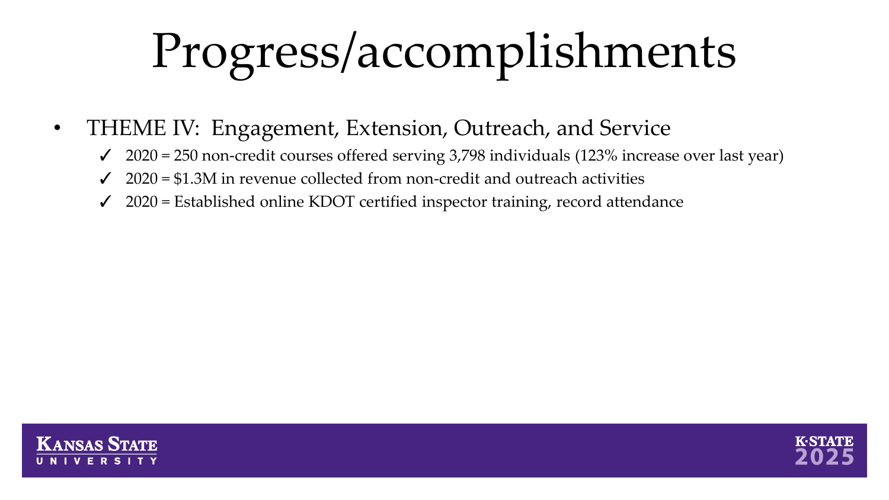# Progress/accomplishments

- THEME IV: Engagement, Extension, Outreach, and Service
  - ✓ 2020 = 250 non-credit courses offered serving 3,798 individuals (123% increase over last year)
  - ✓ 2020 = $1.3M in revenue collected from non-credit and outreach activities
  - ✓ 2020 = Established online KDOT certified inspector training, record attendance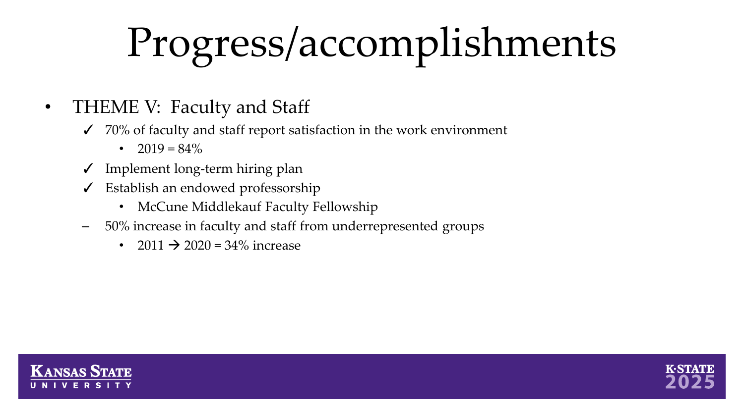# Progress/accomplishments

- THEME V: Faculty and Staff
  - ✓ 70% of faculty and staff report satisfaction in the work environment
    - 2019 = 84%
  - ✓ Implement long-term hiring plan
  - ✓ Establish an endowed professorship
    - McCune Middlekauf Faculty Fellowship
  - – 50% increase in faculty and staff from underrepresented groups
    - 2011 → 2020 = 34% increase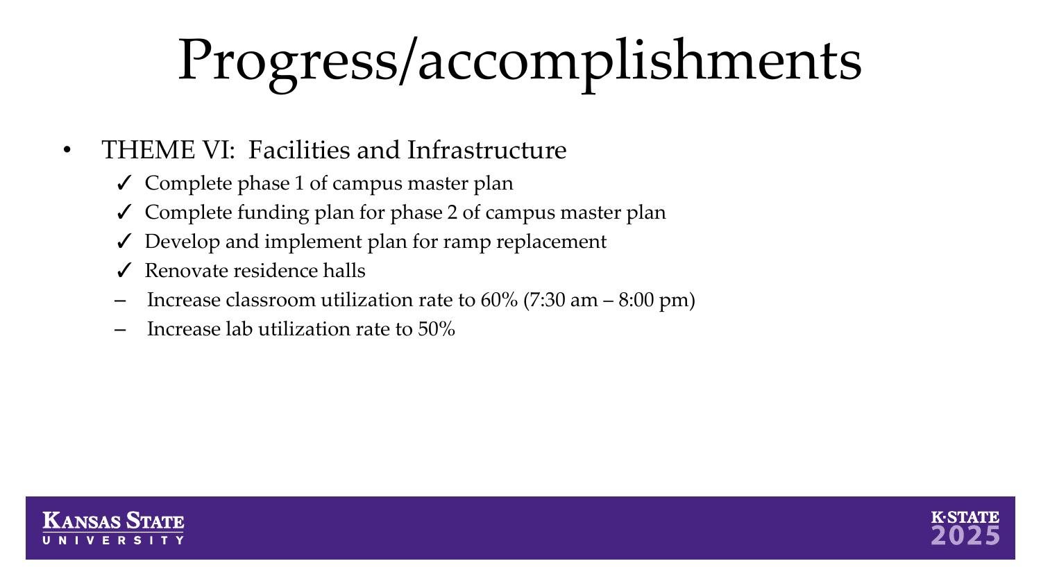# Progress/accomplishments

- THEME VI: Facilities and Infrastructure
  - ✓ Complete phase 1 of campus master plan
  - ✓ Complete funding plan for phase 2 of campus master plan
  - ✓ Develop and implement plan for ramp replacement
  - ✓ Renovate residence halls
  - – Increase classroom utilization rate to 60% (7:30 am – 8:00 pm)
  - – Increase lab utilization rate to 50%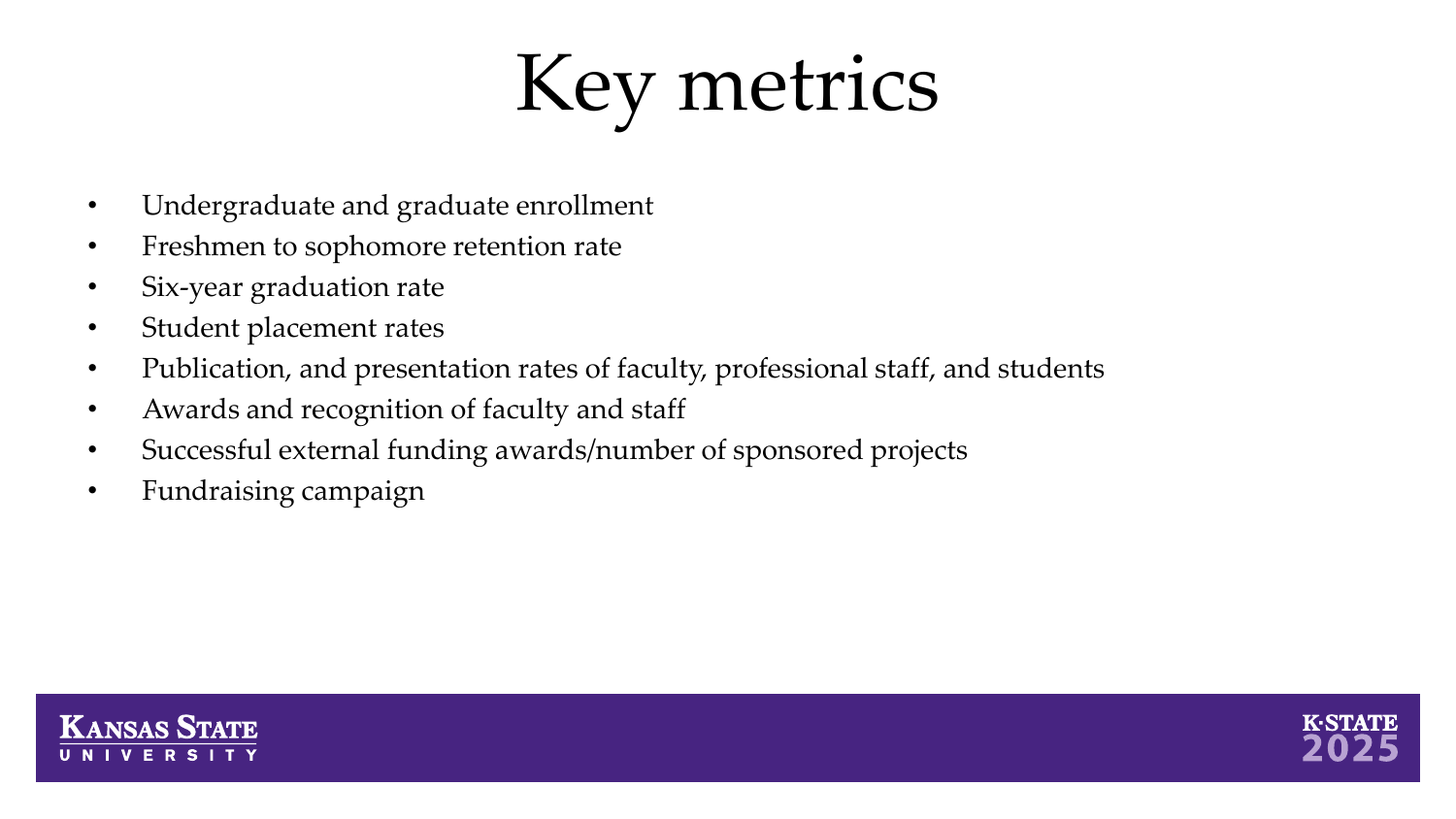# Key metrics

- Undergraduate and graduate enrollment
- Freshmen to sophomore retention rate
- Six-year graduation rate
- Student placement rates
- Publication, and presentation rates of faculty, professional staff, and students
- Awards and recognition of faculty and staff
- Successful external funding awards/number of sponsored projects
- Fundraising campaign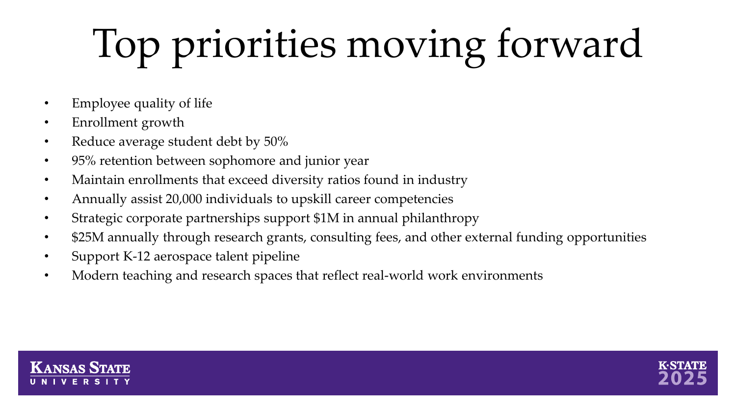# Top priorities moving forward

- Employee quality of life
- Enrollment growth
- Reduce average student debt by 50%
- 95% retention between sophomore and junior year
- Maintain enrollments that exceed diversity ratios found in industry
- Annually assist 20,000 individuals to upskill career competencies
- Strategic corporate partnerships support $1M in annual philanthropy
- $25M annually through research grants, consulting fees, and other external funding opportunities
- Support K-12 aerospace talent pipeline
- Modern teaching and research spaces that reflect real-world work environments